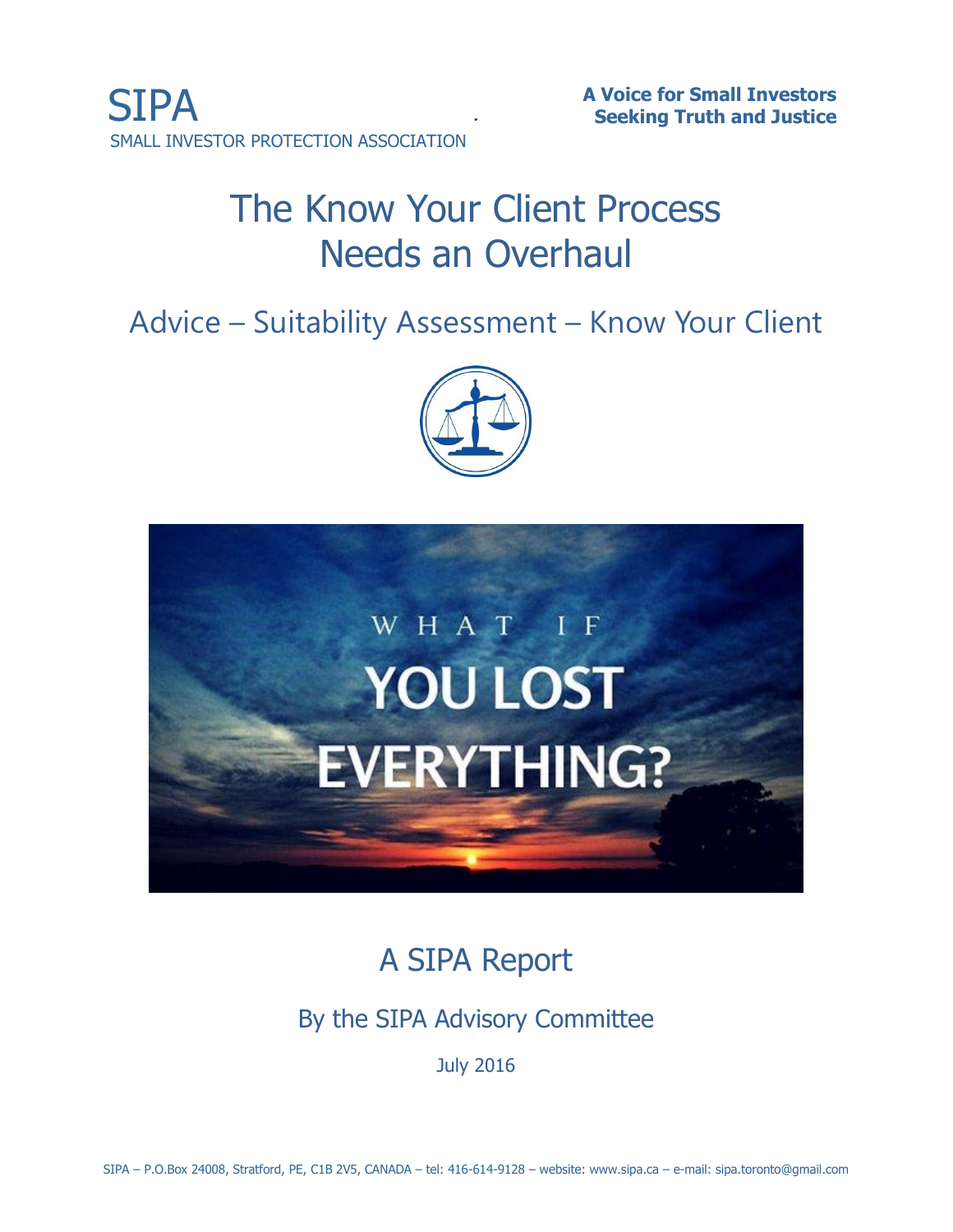SIPA
SMALL INVESTOR PROTECTION ASSOCIATION

**A Voice for Small Investors**
**Seeking Truth and Justice**

# The Know Your Client Process Needs an Overhaul

## Advice – Suitability Assessment – Know Your Client

WHAT IF YOU LOST EVERYTHING?

## A SIPA Report

By the SIPA Advisory Committee

July 2016

SIPA – P.O.Box 24008, Stratford, PE, C1B 2V5, CANADA – tel: 416-614-9128 – website: www.sipa.ca – e-mail: sipa.toronto@gmail.com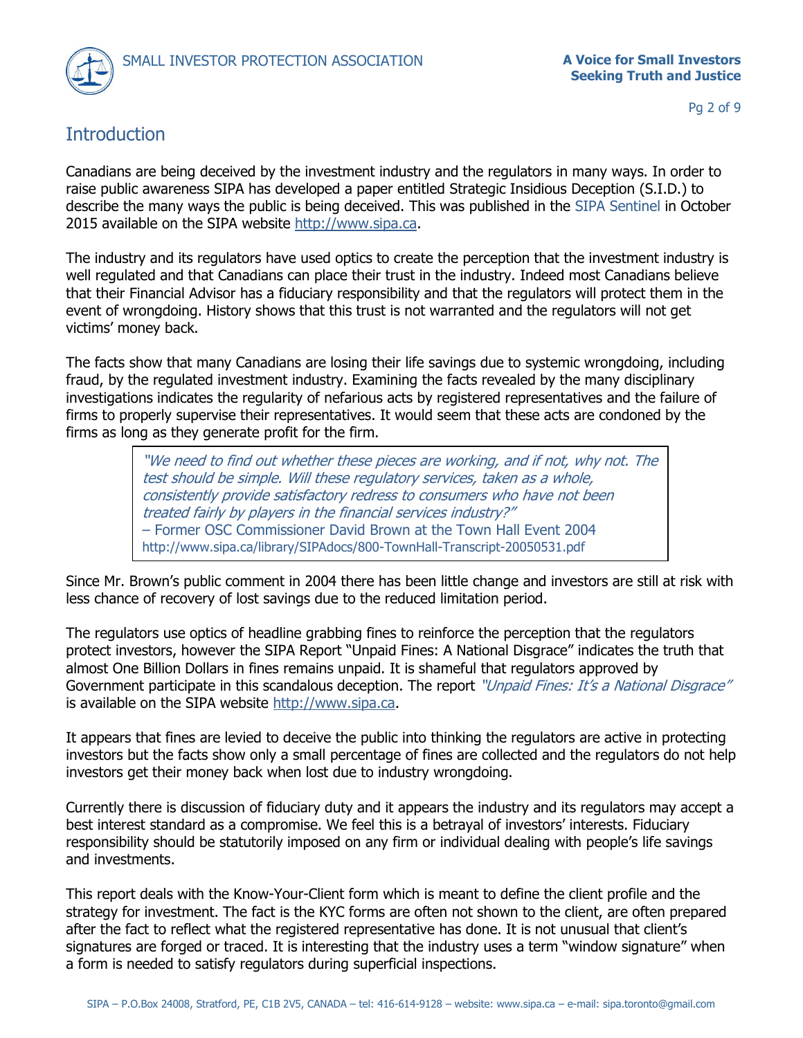## Introduction

Canadians are being deceived by the investment industry and the regulators in many ways. In order to raise public awareness SIPA has developed a paper entitled Strategic Insidious Deception (S.I.D.) to describe the many ways the public is being deceived. This was published in the SIPA Sentinel in October 2015 available on the SIPA website http://www.sipa.ca.

The industry and its regulators have used optics to create the perception that the investment industry is well regulated and that Canadians can place their trust in the industry. Indeed most Canadians believe that their Financial Advisor has a fiduciary responsibility and that the regulators will protect them in the event of wrongdoing. History shows that this trust is not warranted and the regulators will not get victims' money back.

The facts show that many Canadians are losing their life savings due to systemic wrongdoing, including fraud, by the regulated investment industry. Examining the facts revealed by the many disciplinary investigations indicates the regularity of nefarious acts by registered representatives and the failure of firms to properly supervise their representatives. It would seem that these acts are condoned by the firms as long as they generate profit for the firm.

> *"We need to find out whether these pieces are working, and if not, why not. The test should be simple. Will these regulatory services, taken as a whole, consistently provide satisfactory redress to consumers who have not been treated fairly by players in the financial services industry?"*
> – Former OSC Commissioner David Brown at the Town Hall Event 2004
> http://www.sipa.ca/library/SIPAdocs/800-TownHall-Transcript-20050531.pdf

Since Mr. Brown's public comment in 2004 there has been little change and investors are still at risk with less chance of recovery of lost savings due to the reduced limitation period.

The regulators use optics of headline grabbing fines to reinforce the perception that the regulators protect investors, however the SIPA Report "Unpaid Fines: A National Disgrace" indicates the truth that almost One Billion Dollars in fines remains unpaid. It is shameful that regulators approved by Government participate in this scandalous deception. The report *"Unpaid Fines: It's a National Disgrace"* is available on the SIPA website http://www.sipa.ca.

It appears that fines are levied to deceive the public into thinking the regulators are active in protecting investors but the facts show only a small percentage of fines are collected and the regulators do not help investors get their money back when lost due to industry wrongdoing.

Currently there is discussion of fiduciary duty and it appears the industry and its regulators may accept a best interest standard as a compromise. We feel this is a betrayal of investors' interests. Fiduciary responsibility should be statutorily imposed on any firm or individual dealing with people's life savings and investments.

This report deals with the Know-Your-Client form which is meant to define the client profile and the strategy for investment. The fact is the KYC forms are often not shown to the client, are often prepared after the fact to reflect what the registered representative has done. It is not unusual that client's signatures are forged or traced. It is interesting that the industry uses a term "window signature" when a form is needed to satisfy regulators during superficial inspections.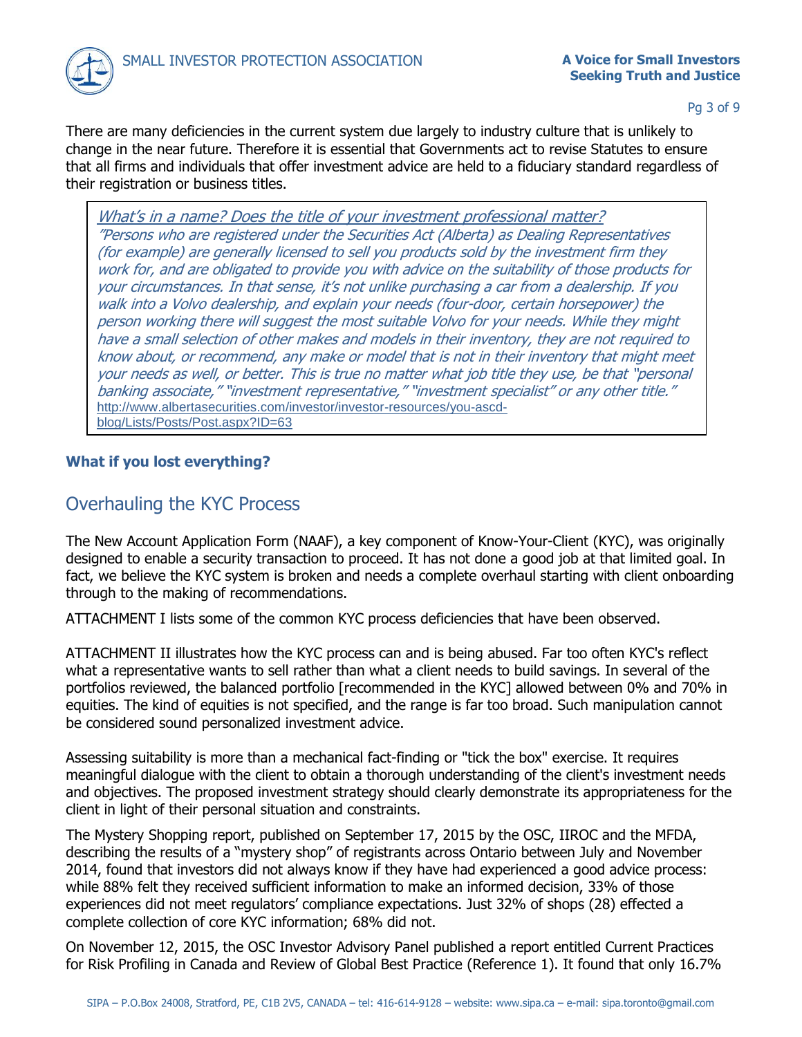There are many deficiencies in the current system due largely to industry culture that is unlikely to change in the near future. Therefore it is essential that Governments act to revise Statutes to ensure that all firms and individuals that offer investment advice are held to a fiduciary standard regardless of their registration or business titles.

> *What's in a name? Does the title of your investment professional matter?*
> *"Persons who are registered under the Securities Act (Alberta) as Dealing Representatives (for example) are generally licensed to sell you products sold by the investment firm they work for, and are obligated to provide you with advice on the suitability of those products for your circumstances. In that sense, it's not unlike purchasing a car from a dealership. If you walk into a Volvo dealership, and explain your needs (four-door, certain horsepower) the person working there will suggest the most suitable Volvo for your needs. While they might have a small selection of other makes and models in their inventory, they are not required to know about, or recommend, any make or model that is not in their inventory that might meet your needs as well, or better. This is true no matter what job title they use, be that "personal banking associate," "investment representative," "investment specialist" or any other title."*
> http://www.albertasecurities.com/investor/investor-resources/you-ascd-blog/Lists/Posts/Post.aspx?ID=63

**What if you lost everything?**

## Overhauling the KYC Process

The New Account Application Form (NAAF), a key component of Know-Your-Client (KYC), was originally designed to enable a security transaction to proceed. It has not done a good job at that limited goal. In fact, we believe the KYC system is broken and needs a complete overhaul starting with client onboarding through to the making of recommendations.

ATTACHMENT I lists some of the common KYC process deficiencies that have been observed.

ATTACHMENT II illustrates how the KYC process can and is being abused. Far too often KYC's reflect what a representative wants to sell rather than what a client needs to build savings. In several of the portfolios reviewed, the balanced portfolio [recommended in the KYC] allowed between 0% and 70% in equities. The kind of equities is not specified, and the range is far too broad. Such manipulation cannot be considered sound personalized investment advice.

Assessing suitability is more than a mechanical fact-finding or "tick the box" exercise. It requires meaningful dialogue with the client to obtain a thorough understanding of the client's investment needs and objectives. The proposed investment strategy should clearly demonstrate its appropriateness for the client in light of their personal situation and constraints.

The Mystery Shopping report, published on September 17, 2015 by the OSC, IIROC and the MFDA, describing the results of a "mystery shop" of registrants across Ontario between July and November 2014, found that investors did not always know if they have had experienced a good advice process: while 88% felt they received sufficient information to make an informed decision, 33% of those experiences did not meet regulators' compliance expectations. Just 32% of shops (28) effected a complete collection of core KYC information; 68% did not.

On November 12, 2015, the OSC Investor Advisory Panel published a report entitled Current Practices for Risk Profiling in Canada and Review of Global Best Practice (Reference 1). It found that only 16.7%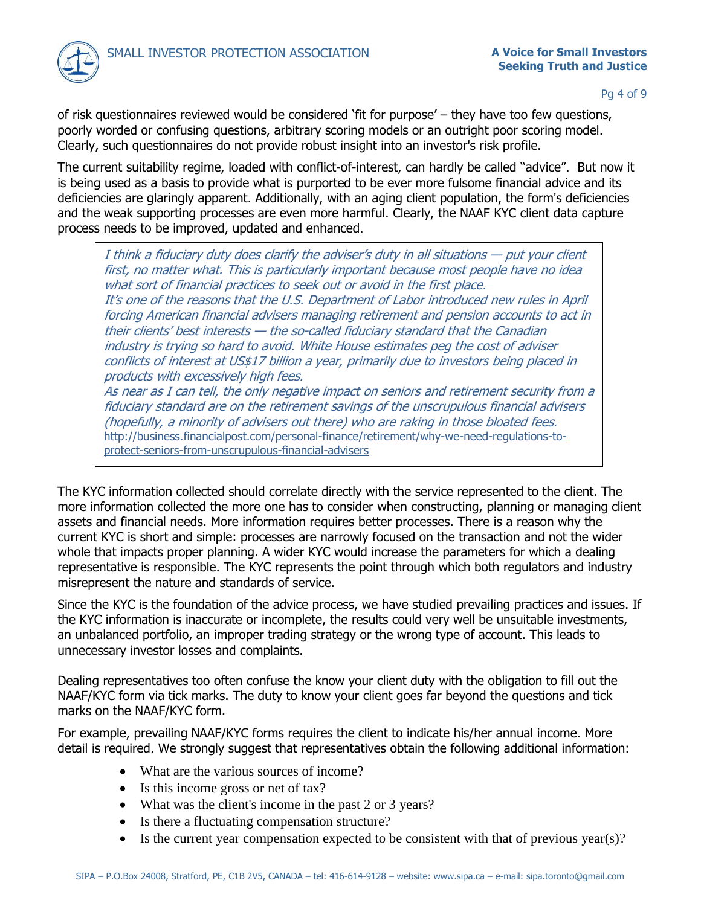of risk questionnaires reviewed would be considered 'fit for purpose' – they have too few questions, poorly worded or confusing questions, arbitrary scoring models or an outright poor scoring model. Clearly, such questionnaires do not provide robust insight into an investor's risk profile.

The current suitability regime, loaded with conflict-of-interest, can hardly be called "advice". But now it is being used as a basis to provide what is purported to be ever more fulsome financial advice and its deficiencies are glaringly apparent. Additionally, with an aging client population, the form's deficiencies and the weak supporting processes are even more harmful. Clearly, the NAAF KYC client data capture process needs to be improved, updated and enhanced.

> *I think a fiduciary duty does clarify the adviser's duty in all situations — put your client first, no matter what. This is particularly important because most people have no idea what sort of financial practices to seek out or avoid in the first place.*
> *It's one of the reasons that the U.S. Department of Labor introduced new rules in April forcing American financial advisers managing retirement and pension accounts to act in their clients' best interests — the so-called fiduciary standard that the Canadian industry is trying so hard to avoid. White House estimates peg the cost of adviser conflicts of interest at US$17 billion a year, primarily due to investors being placed in products with excessively high fees.*
> *As near as I can tell, the only negative impact on seniors and retirement security from a fiduciary standard are on the retirement savings of the unscrupulous financial advisers (hopefully, a minority of advisers out there) who are raking in those bloated fees.*
> http://business.financialpost.com/personal-finance/retirement/why-we-need-regulations-to-protect-seniors-from-unscrupulous-financial-advisers

The KYC information collected should correlate directly with the service represented to the client. The more information collected the more one has to consider when constructing, planning or managing client assets and financial needs. More information requires better processes. There is a reason why the current KYC is short and simple: processes are narrowly focused on the transaction and not the wider whole that impacts proper planning. A wider KYC would increase the parameters for which a dealing representative is responsible. The KYC represents the point through which both regulators and industry misrepresent the nature and standards of service.

Since the KYC is the foundation of the advice process, we have studied prevailing practices and issues. If the KYC information is inaccurate or incomplete, the results could very well be unsuitable investments, an unbalanced portfolio, an improper trading strategy or the wrong type of account. This leads to unnecessary investor losses and complaints.

Dealing representatives too often confuse the know your client duty with the obligation to fill out the NAAF/KYC form via tick marks. The duty to know your client goes far beyond the questions and tick marks on the NAAF/KYC form.

For example, prevailing NAAF/KYC forms requires the client to indicate his/her annual income. More detail is required. We strongly suggest that representatives obtain the following additional information:

- What are the various sources of income?
- Is this income gross or net of tax?
- What was the client's income in the past 2 or 3 years?
- Is there a fluctuating compensation structure?
- Is the current year compensation expected to be consistent with that of previous year(s)?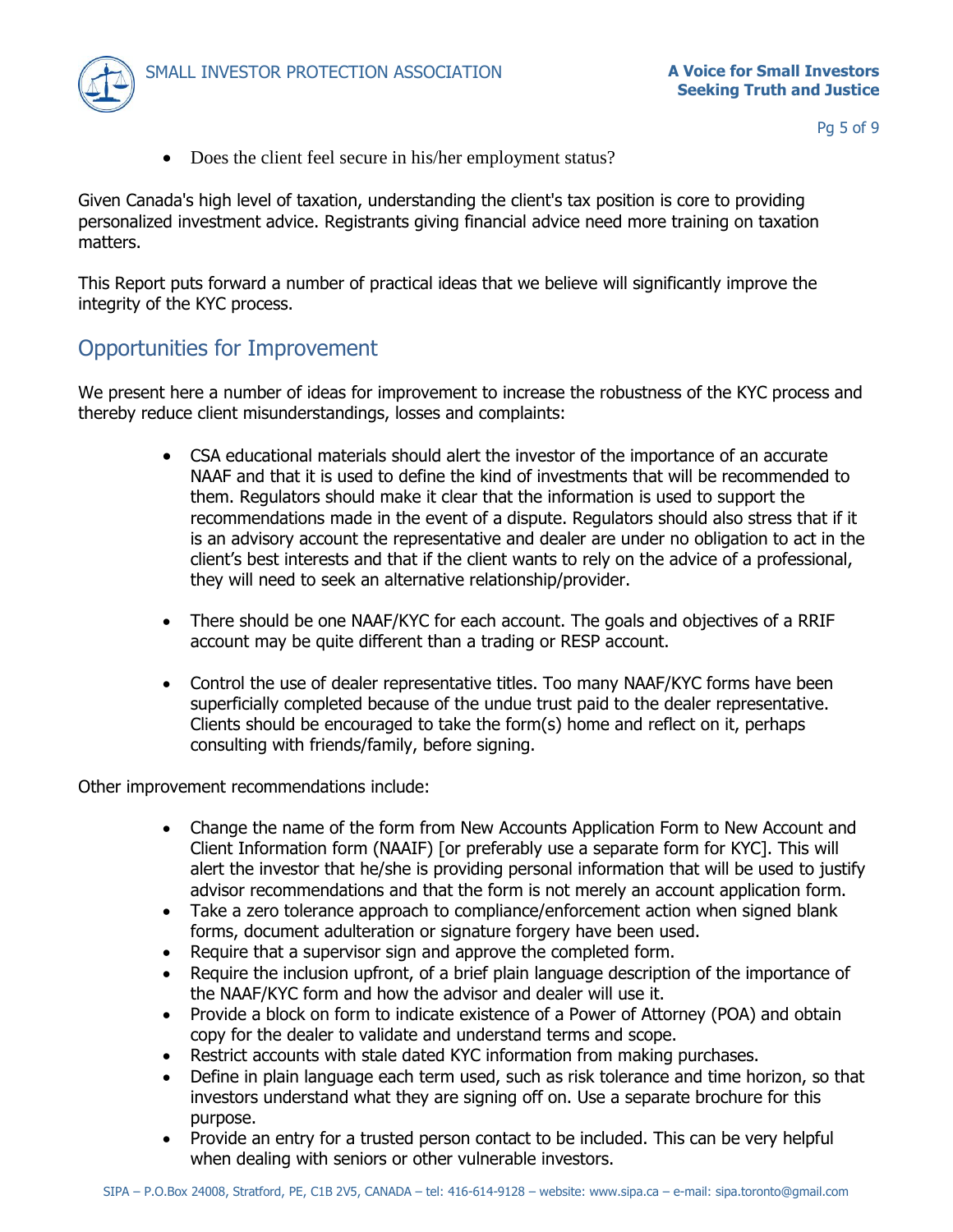- Does the client feel secure in his/her employment status?

Given Canada's high level of taxation, understanding the client's tax position is core to providing personalized investment advice. Registrants giving financial advice need more training on taxation matters.

This Report puts forward a number of practical ideas that we believe will significantly improve the integrity of the KYC process.

## Opportunities for Improvement

We present here a number of ideas for improvement to increase the robustness of the KYC process and thereby reduce client misunderstandings, losses and complaints:

- CSA educational materials should alert the investor of the importance of an accurate NAAF and that it is used to define the kind of investments that will be recommended to them. Regulators should make it clear that the information is used to support the recommendations made in the event of a dispute. Regulators should also stress that if it is an advisory account the representative and dealer are under no obligation to act in the client's best interests and that if the client wants to rely on the advice of a professional, they will need to seek an alternative relationship/provider.

- There should be one NAAF/KYC for each account. The goals and objectives of a RRIF account may be quite different than a trading or RESP account.

- Control the use of dealer representative titles. Too many NAAF/KYC forms have been superficially completed because of the undue trust paid to the dealer representative. Clients should be encouraged to take the form(s) home and reflect on it, perhaps consulting with friends/family, before signing.

Other improvement recommendations include:

- Change the name of the form from New Accounts Application Form to New Account and Client Information form (NAAIF) [or preferably use a separate form for KYC]. This will alert the investor that he/she is providing personal information that will be used to justify advisor recommendations and that the form is not merely an account application form.
- Take a zero tolerance approach to compliance/enforcement action when signed blank forms, document adulteration or signature forgery have been used.
- Require that a supervisor sign and approve the completed form.
- Require the inclusion upfront, of a brief plain language description of the importance of the NAAF/KYC form and how the advisor and dealer will use it.
- Provide a block on form to indicate existence of a Power of Attorney (POA) and obtain copy for the dealer to validate and understand terms and scope.
- Restrict accounts with stale dated KYC information from making purchases.
- Define in plain language each term used, such as risk tolerance and time horizon, so that investors understand what they are signing off on. Use a separate brochure for this purpose.
- Provide an entry for a trusted person contact to be included. This can be very helpful when dealing with seniors or other vulnerable investors.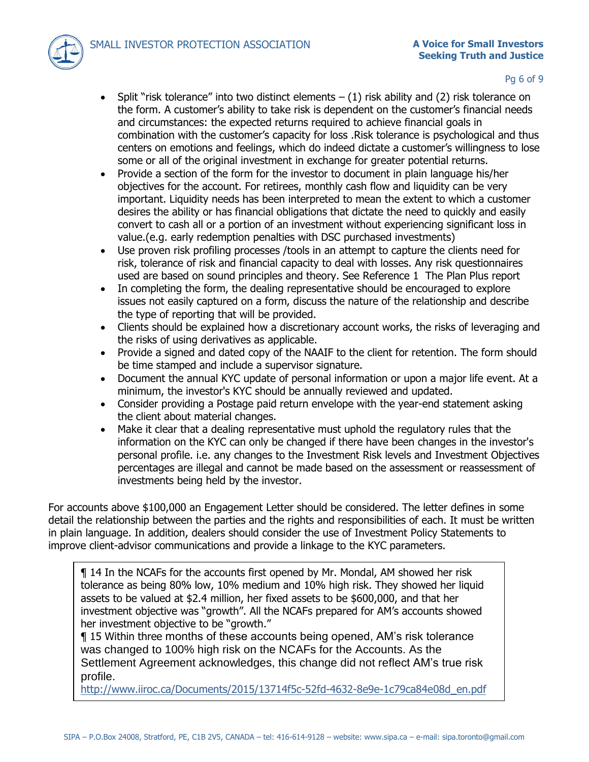- Split "risk tolerance" into two distinct elements – (1) risk ability and (2) risk tolerance on the form. A customer's ability to take risk is dependent on the customer's financial needs and circumstances: the expected returns required to achieve financial goals in combination with the customer's capacity for loss .Risk tolerance is psychological and thus centers on emotions and feelings, which do indeed dictate a customer's willingness to lose some or all of the original investment in exchange for greater potential returns.
- Provide a section of the form for the investor to document in plain language his/her objectives for the account. For retirees, monthly cash flow and liquidity can be very important. Liquidity needs has been interpreted to mean the extent to which a customer desires the ability or has financial obligations that dictate the need to quickly and easily convert to cash all or a portion of an investment without experiencing significant loss in value.(e.g. early redemption penalties with DSC purchased investments)
- Use proven risk profiling processes /tools in an attempt to capture the clients need for risk, tolerance of risk and financial capacity to deal with losses. Any risk questionnaires used are based on sound principles and theory. See Reference 1 The Plan Plus report
- In completing the form, the dealing representative should be encouraged to explore issues not easily captured on a form, discuss the nature of the relationship and describe the type of reporting that will be provided.
- Clients should be explained how a discretionary account works, the risks of leveraging and the risks of using derivatives as applicable.
- Provide a signed and dated copy of the NAAIF to the client for retention. The form should be time stamped and include a supervisor signature.
- Document the annual KYC update of personal information or upon a major life event. At a minimum, the investor's KYC should be annually reviewed and updated.
- Consider providing a Postage paid return envelope with the year-end statement asking the client about material changes.
- Make it clear that a dealing representative must uphold the regulatory rules that the information on the KYC can only be changed if there have been changes in the investor's personal profile. i.e. any changes to the Investment Risk levels and Investment Objectives percentages are illegal and cannot be made based on the assessment or reassessment of investments being held by the investor.

For accounts above $100,000 an Engagement Letter should be considered. The letter defines in some detail the relationship between the parties and the rights and responsibilities of each. It must be written in plain language. In addition, dealers should consider the use of Investment Policy Statements to improve client-advisor communications and provide a linkage to the KYC parameters.

> ¶ 14 In the NCAFs for the accounts first opened by Mr. Mondal, AM showed her risk tolerance as being 80% low, 10% medium and 10% high risk. They showed her liquid assets to be valued at $2.4 million, her fixed assets to be $600,000, and that her investment objective was "growth". All the NCAFs prepared for AM's accounts showed her investment objective to be "growth."
>
> ¶ 15 Within three months of these accounts being opened, AM's risk tolerance was changed to 100% high risk on the NCAFs for the Accounts. As the Settlement Agreement acknowledges, this change did not reflect AM's true risk profile.
>
> http://www.iiroc.ca/Documents/2015/13714f5c-52fd-4632-8e9e-1c79ca84e08d_en.pdf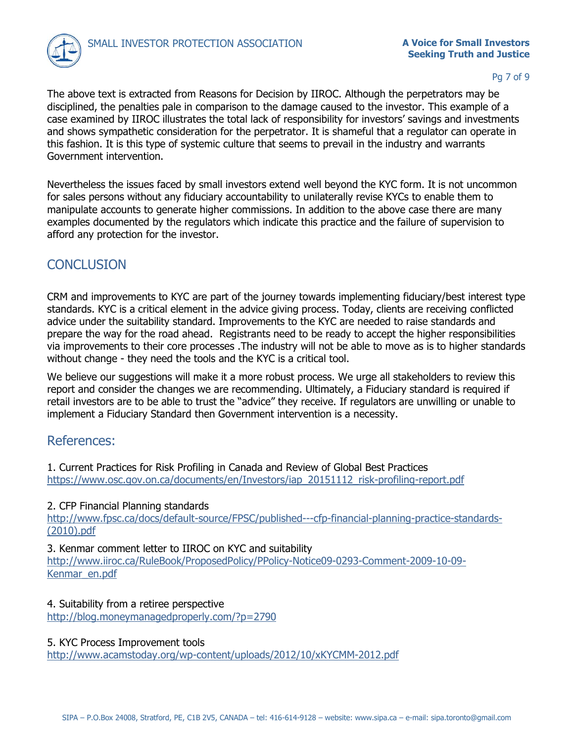The above text is extracted from Reasons for Decision by IIROC. Although the perpetrators may be disciplined, the penalties pale in comparison to the damage caused to the investor. This example of a case examined by IIROC illustrates the total lack of responsibility for investors' savings and investments and shows sympathetic consideration for the perpetrator. It is shameful that a regulator can operate in this fashion. It is this type of systemic culture that seems to prevail in the industry and warrants Government intervention.

Nevertheless the issues faced by small investors extend well beyond the KYC form. It is not uncommon for sales persons without any fiduciary accountability to unilaterally revise KYCs to enable them to manipulate accounts to generate higher commissions. In addition to the above case there are many examples documented by the regulators which indicate this practice and the failure of supervision to afford any protection for the investor.

## CONCLUSION

CRM and improvements to KYC are part of the journey towards implementing fiduciary/best interest type standards. KYC is a critical element in the advice giving process. Today, clients are receiving conflicted advice under the suitability standard. Improvements to the KYC are needed to raise standards and prepare the way for the road ahead. Registrants need to be ready to accept the higher responsibilities via improvements to their core processes .The industry will not be able to move as is to higher standards without change - they need the tools and the KYC is a critical tool.

We believe our suggestions will make it a more robust process. We urge all stakeholders to review this report and consider the changes we are recommending. Ultimately, a Fiduciary standard is required if retail investors are to be able to trust the "advice" they receive. If regulators are unwilling or unable to implement a Fiduciary Standard then Government intervention is a necessity.

## References:

1. Current Practices for Risk Profiling in Canada and Review of Global Best Practices
https://www.osc.gov.on.ca/documents/en/Investors/iap_20151112_risk-profiling-report.pdf

2. CFP Financial Planning standards
http://www.fpsc.ca/docs/default-source/FPSC/published---cfp-financial-planning-practice-standards-(2010).pdf

3. Kenmar comment letter to IIROC on KYC and suitability
http://www.iiroc.ca/RuleBook/ProposedPolicy/PPolicy-Notice09-0293-Comment-2009-10-09-Kenmar_en.pdf

4. Suitability from a retiree perspective
http://blog.moneymanagedproperly.com/?p=2790

5. KYC Process Improvement tools
http://www.acamstoday.org/wp-content/uploads/2012/10/xKYCMM-2012.pdf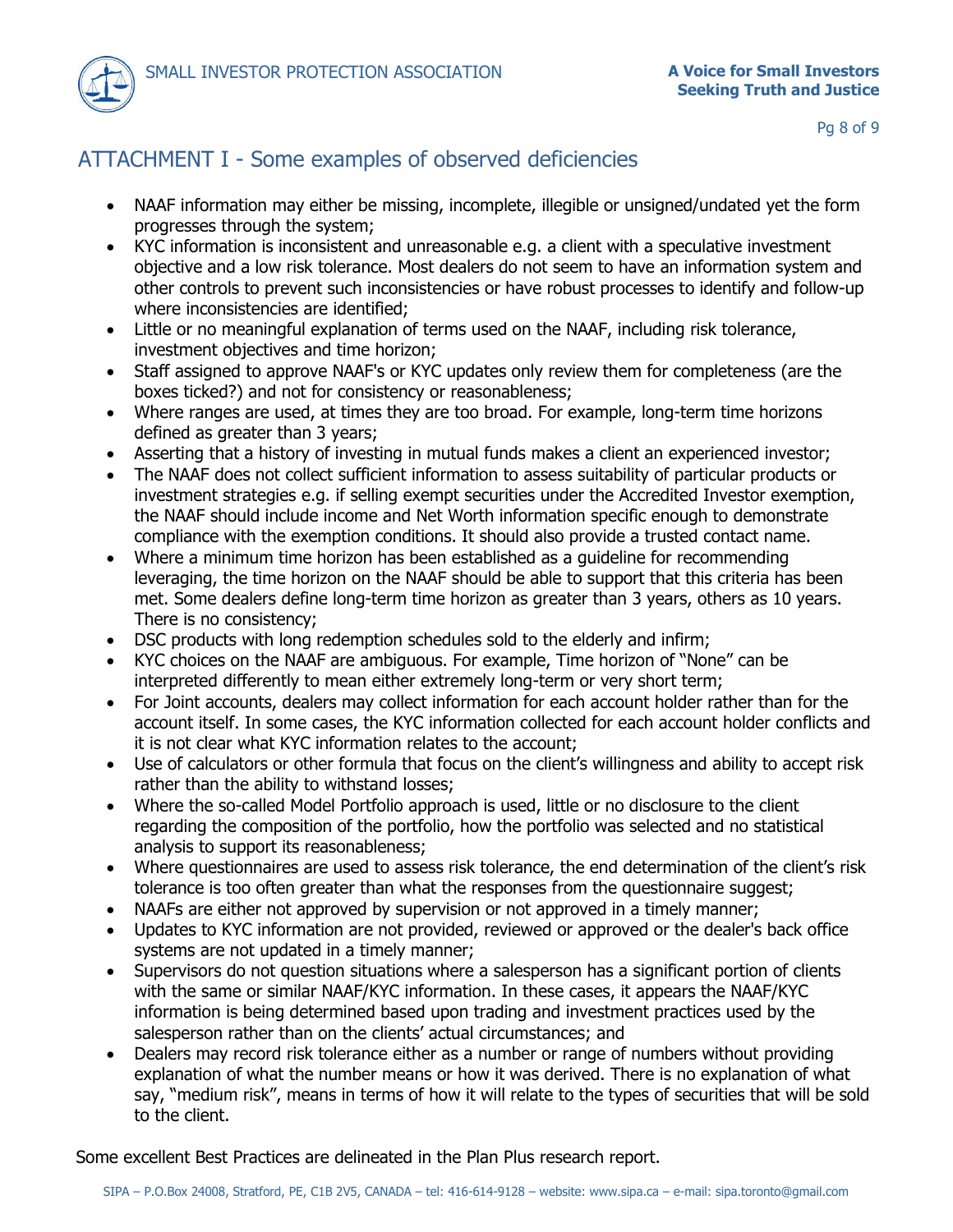## ATTACHMENT I - Some examples of observed deficiencies

- NAAF information may either be missing, incomplete, illegible or unsigned/undated yet the form progresses through the system;
- KYC information is inconsistent and unreasonable e.g. a client with a speculative investment objective and a low risk tolerance. Most dealers do not seem to have an information system and other controls to prevent such inconsistencies or have robust processes to identify and follow-up where inconsistencies are identified;
- Little or no meaningful explanation of terms used on the NAAF, including risk tolerance, investment objectives and time horizon;
- Staff assigned to approve NAAF's or KYC updates only review them for completeness (are the boxes ticked?) and not for consistency or reasonableness;
- Where ranges are used, at times they are too broad. For example, long-term time horizons defined as greater than 3 years;
- Asserting that a history of investing in mutual funds makes a client an experienced investor;
- The NAAF does not collect sufficient information to assess suitability of particular products or investment strategies e.g. if selling exempt securities under the Accredited Investor exemption, the NAAF should include income and Net Worth information specific enough to demonstrate compliance with the exemption conditions. It should also provide a trusted contact name.
- Where a minimum time horizon has been established as a guideline for recommending leveraging, the time horizon on the NAAF should be able to support that this criteria has been met. Some dealers define long-term time horizon as greater than 3 years, others as 10 years. There is no consistency;
- DSC products with long redemption schedules sold to the elderly and infirm;
- KYC choices on the NAAF are ambiguous. For example, Time horizon of "None" can be interpreted differently to mean either extremely long-term or very short term;
- For Joint accounts, dealers may collect information for each account holder rather than for the account itself. In some cases, the KYC information collected for each account holder conflicts and it is not clear what KYC information relates to the account;
- Use of calculators or other formula that focus on the client's willingness and ability to accept risk rather than the ability to withstand losses;
- Where the so-called Model Portfolio approach is used, little or no disclosure to the client regarding the composition of the portfolio, how the portfolio was selected and no statistical analysis to support its reasonableness;
- Where questionnaires are used to assess risk tolerance, the end determination of the client's risk tolerance is too often greater than what the responses from the questionnaire suggest;
- NAAFs are either not approved by supervision or not approved in a timely manner;
- Updates to KYC information are not provided, reviewed or approved or the dealer's back office systems are not updated in a timely manner;
- Supervisors do not question situations where a salesperson has a significant portion of clients with the same or similar NAAF/KYC information. In these cases, it appears the NAAF/KYC information is being determined based upon trading and investment practices used by the salesperson rather than on the clients' actual circumstances; and
- Dealers may record risk tolerance either as a number or range of numbers without providing explanation of what the number means or how it was derived. There is no explanation of what say, "medium risk", means in terms of how it will relate to the types of securities that will be sold to the client.

Some excellent Best Practices are delineated in the Plan Plus research report.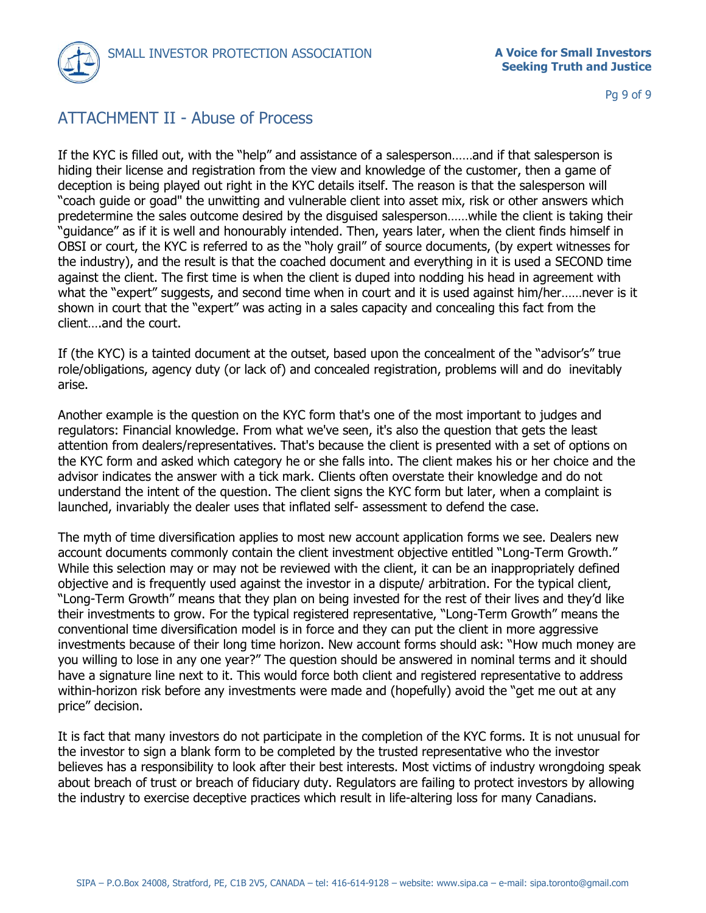## ATTACHMENT II - Abuse of Process

If the KYC is filled out, with the "help" and assistance of a salesperson……and if that salesperson is hiding their license and registration from the view and knowledge of the customer, then a game of deception is being played out right in the KYC details itself. The reason is that the salesperson will "coach guide or goad" the unwitting and vulnerable client into asset mix, risk or other answers which predetermine the sales outcome desired by the disguised salesperson……while the client is taking their "guidance" as if it is well and honourably intended. Then, years later, when the client finds himself in OBSI or court, the KYC is referred to as the "holy grail" of source documents, (by expert witnesses for the industry), and the result is that the coached document and everything in it is used a SECOND time against the client. The first time is when the client is duped into nodding his head in agreement with what the "expert" suggests, and second time when in court and it is used against him/her……never is it shown in court that the "expert" was acting in a sales capacity and concealing this fact from the client….and the court.

If (the KYC) is a tainted document at the outset, based upon the concealment of the "advisor's" true role/obligations, agency duty (or lack of) and concealed registration, problems will and do inevitably arise.

Another example is the question on the KYC form that's one of the most important to judges and regulators: Financial knowledge. From what we've seen, it's also the question that gets the least attention from dealers/representatives. That's because the client is presented with a set of options on the KYC form and asked which category he or she falls into. The client makes his or her choice and the advisor indicates the answer with a tick mark. Clients often overstate their knowledge and do not understand the intent of the question. The client signs the KYC form but later, when a complaint is launched, invariably the dealer uses that inflated self- assessment to defend the case.

The myth of time diversification applies to most new account application forms we see. Dealers new account documents commonly contain the client investment objective entitled "Long-Term Growth." While this selection may or may not be reviewed with the client, it can be an inappropriately defined objective and is frequently used against the investor in a dispute/ arbitration. For the typical client, "Long-Term Growth" means that they plan on being invested for the rest of their lives and they'd like their investments to grow. For the typical registered representative, "Long-Term Growth" means the conventional time diversification model is in force and they can put the client in more aggressive investments because of their long time horizon. New account forms should ask: "How much money are you willing to lose in any one year?" The question should be answered in nominal terms and it should have a signature line next to it. This would force both client and registered representative to address within-horizon risk before any investments were made and (hopefully) avoid the "get me out at any price" decision.

It is fact that many investors do not participate in the completion of the KYC forms. It is not unusual for the investor to sign a blank form to be completed by the trusted representative who the investor believes has a responsibility to look after their best interests. Most victims of industry wrongdoing speak about breach of trust or breach of fiduciary duty. Regulators are failing to protect investors by allowing the industry to exercise deceptive practices which result in life-altering loss for many Canadians.